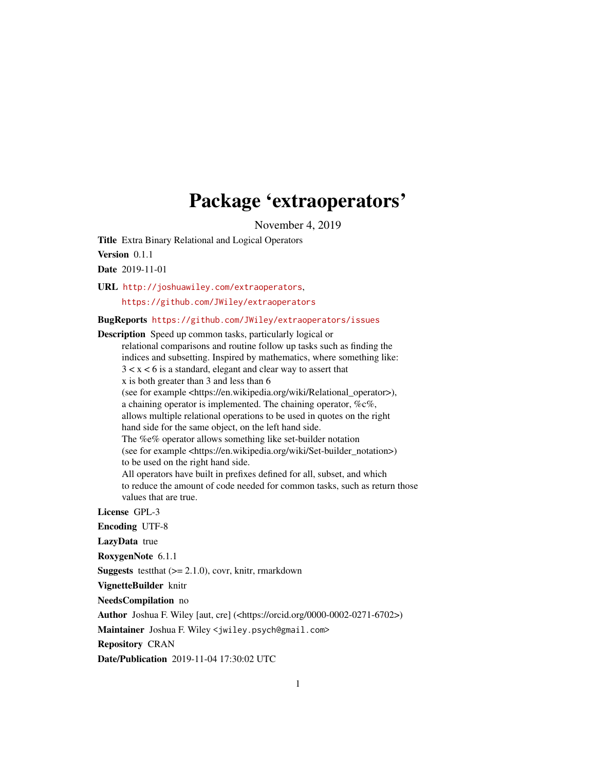# Package 'extraoperators'

November 4, 2019

**Title** Extra Binary Relational and Logical Operators

**Version** 0.1.1

**Date** 2019-11-01

**URL** http://joshuawiley.com/extraoperators, https://github.com/JWiley/extraoperators

**BugReports** https://github.com/JWiley/extraoperators/issues

**Description** Speed up common tasks, particularly logical or relational comparisons and routine follow up tasks such as finding the indices and subsetting. Inspired by mathematics, where something like: 3 < x < 6 is a standard, elegant and clear way to assert that x is both greater than 3 and less than 6 (see for example <https://en.wikipedia.org/wiki/Relational_operator>), a chaining operator is implemented. The chaining operator, %c%, allows multiple relational operations to be used in quotes on the right hand side for the same object, on the left hand side. The %e% operator allows something like set-builder notation (see for example <https://en.wikipedia.org/wiki/Set-builder_notation>) to be used on the right hand side. All operators have built in prefixes defined for all, subset, and which to reduce the amount of code needed for common tasks, such as return those values that are true.

**License** GPL-3

**Encoding** UTF-8

**LazyData** true

**RoxygenNote** 6.1.1

**Suggests** testthat (>= 2.1.0), covr, knitr, rmarkdown

**VignetteBuilder** knitr

**NeedsCompilation** no

**Author** Joshua F. Wiley [aut, cre] (<https://orcid.org/0000-0002-0271-6702>)

**Maintainer** Joshua F. Wiley <jwiley.psych@gmail.com>

**Repository** CRAN

**Date/Publication** 2019-11-04 17:30:02 UTC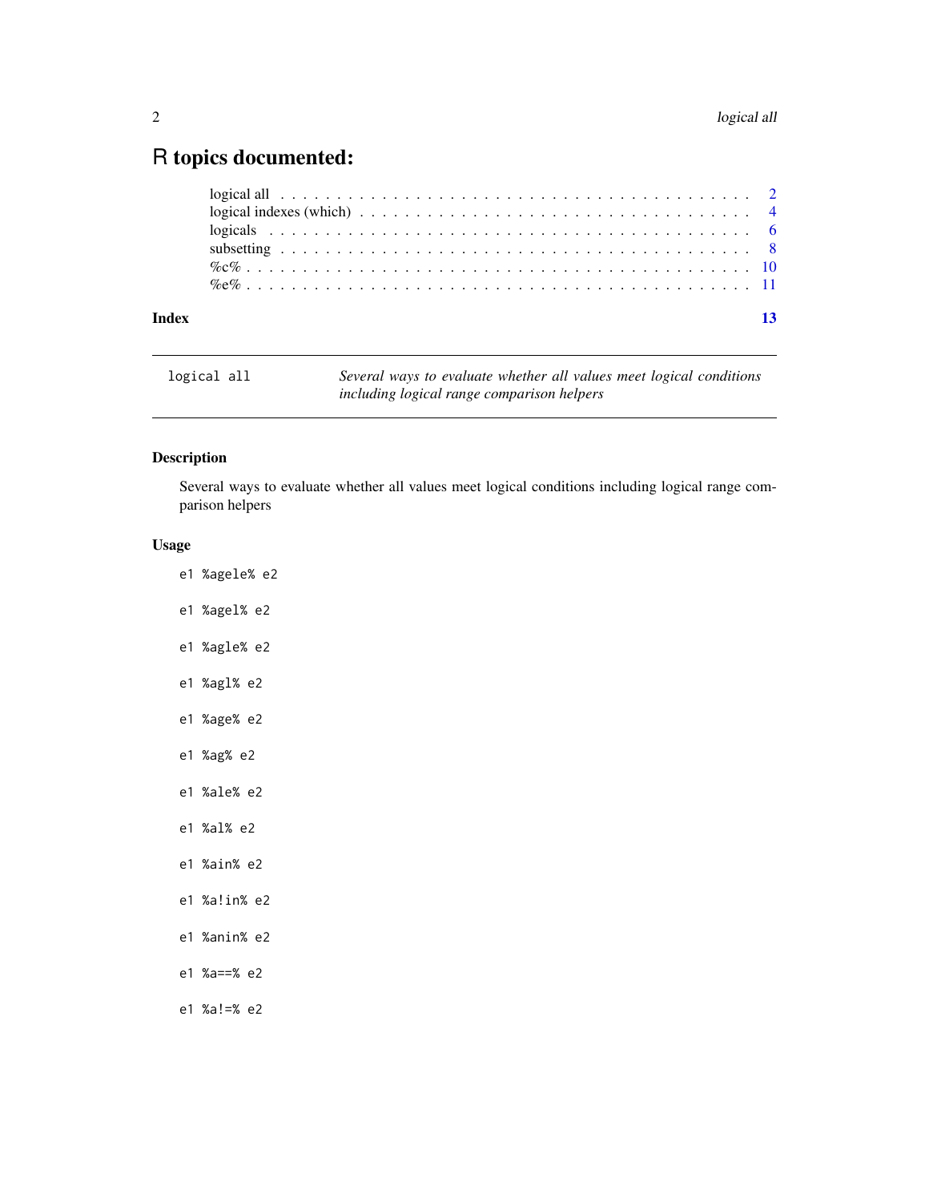# R topics documented:

- logical all . . . . . . . . . . . . . . . . . . . . . . . . . . . . . . . . . . . . . . . 2
- logical indexes (which) . . . . . . . . . . . . . . . . . . . . . . . . . . . . . . . . . 4
- logicals . . . . . . . . . . . . . . . . . . . . . . . . . . . . . . . . . . . . . . . . . 6
- subsetting . . . . . . . . . . . . . . . . . . . . . . . . . . . . . . . . . . . . . . . 8
- %c% . . . . . . . . . . . . . . . . . . . . . . . . . . . . . . . . . . . . . . . . . . 10
- %e% . . . . . . . . . . . . . . . . . . . . . . . . . . . . . . . . . . . . . . . . . . 11

**Index** 13

---

`logical all` *Several ways to evaluate whether all values meet logical conditions including logical range comparison helpers*

---

## Description

Several ways to evaluate whether all values meet logical conditions including logical range comparison helpers

## Usage

```
e1 %agele% e2

e1 %agel% e2

e1 %agle% e2

e1 %agl% e2

e1 %age% e2

e1 %ag% e2

e1 %ale% e2

e1 %al% e2

e1 %ain% e2

e1 %a!in% e2

e1 %anin% e2

e1 %a==% e2

e1 %a!=% e2
```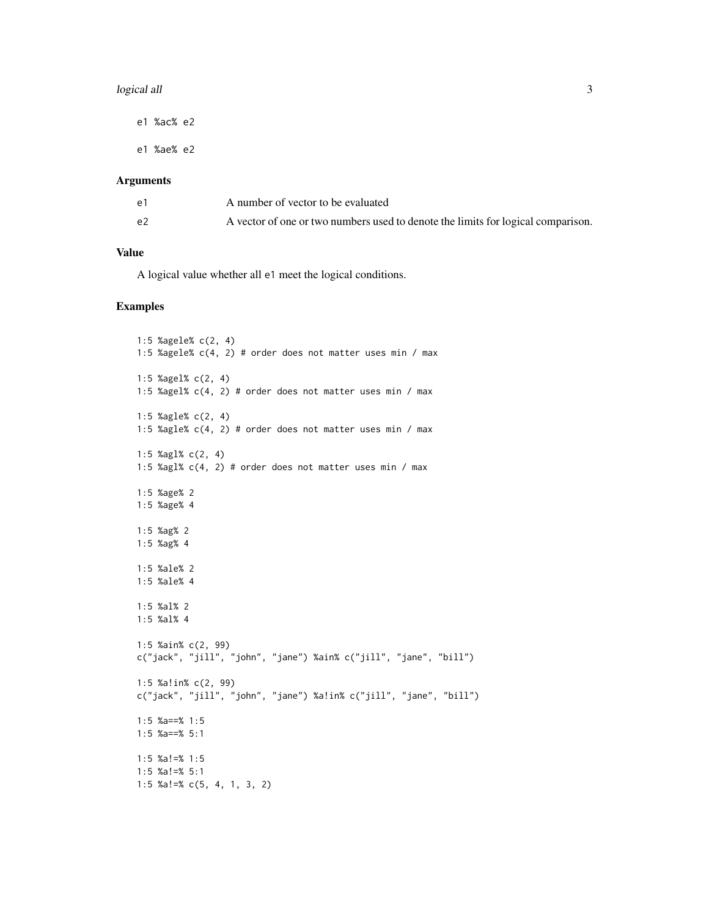```
e1 %ac% e2

e1 %ae% e2
```

## Arguments

| | |
|---|---|
| e1 | A number of vector to be evaluated |
| e2 | A vector of one or two numbers used to denote the limits for logical comparison. |

## Value

A logical value whether all e1 meet the logical conditions.

## Examples

```
1:5 %agele% c(2, 4)
1:5 %agele% c(4, 2) # order does not matter uses min / max

1:5 %agel% c(2, 4)
1:5 %agel% c(4, 2) # order does not matter uses min / max

1:5 %agle% c(2, 4)
1:5 %agle% c(4, 2) # order does not matter uses min / max

1:5 %agl% c(2, 4)
1:5 %agl% c(4, 2) # order does not matter uses min / max

1:5 %age% 2
1:5 %age% 4

1:5 %ag% 2
1:5 %ag% 4

1:5 %ale% 2
1:5 %ale% 4

1:5 %al% 2
1:5 %al% 4

1:5 %ain% c(2, 99)
c("jack", "jill", "john", "jane") %ain% c("jill", "jane", "bill")

1:5 %a!in% c(2, 99)
c("jack", "jill", "john", "jane") %a!in% c("jill", "jane", "bill")

1:5 %a==% 1:5
1:5 %a==% 5:1

1:5 %a!=% 1:5
1:5 %a!=% 5:1
1:5 %a!=% c(5, 4, 1, 3, 2)
```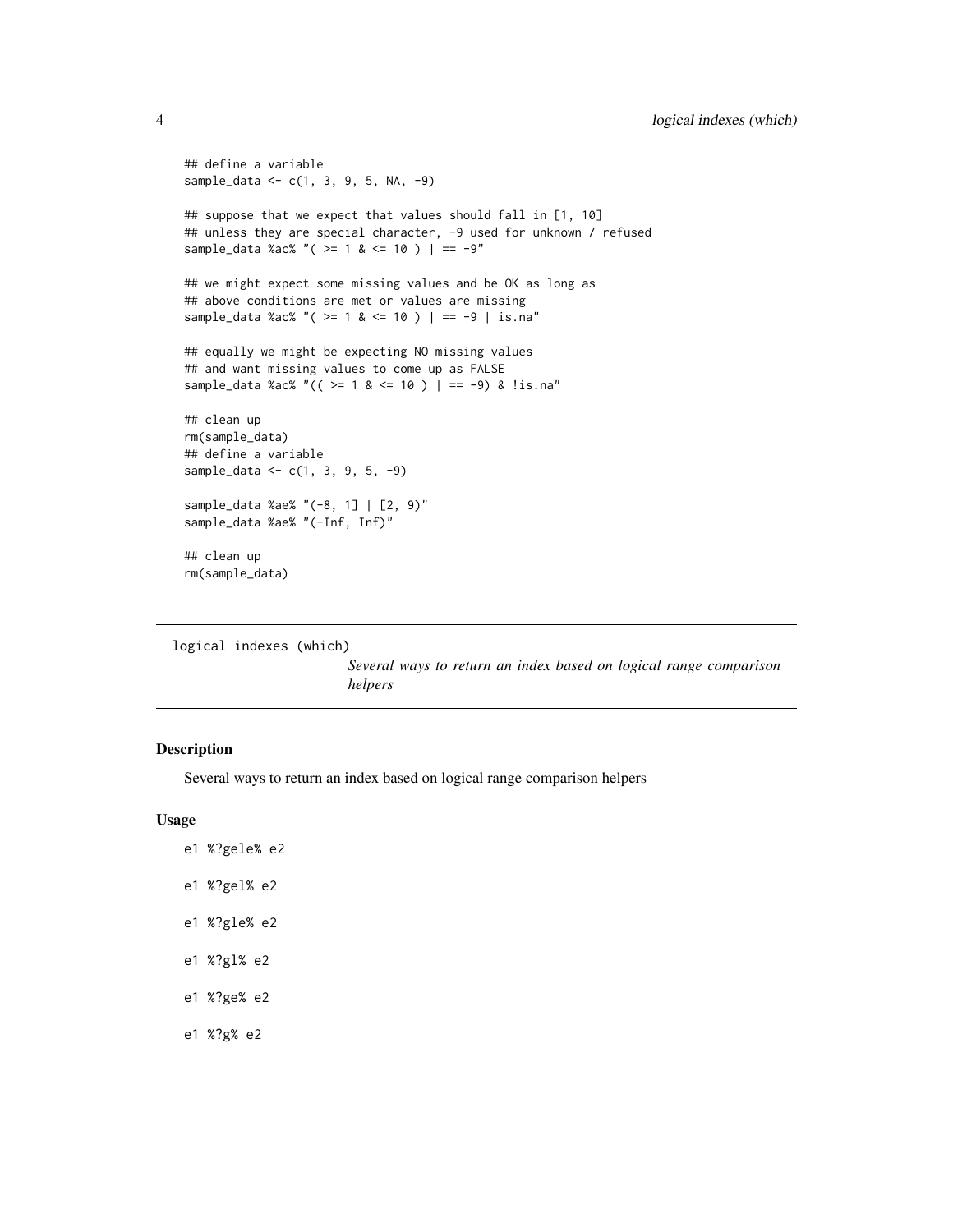```
## define a variable
sample_data <- c(1, 3, 9, 5, NA, -9)

## suppose that we expect that values should fall in [1, 10]
## unless they are special character, -9 used for unknown / refused
sample_data %ac% "( >= 1 & <= 10 ) | == -9"

## we might expect some missing values and be OK as long as
## above conditions are met or values are missing
sample_data %ac% "( >= 1 & <= 10 ) | == -9 | is.na"

## equally we might be expecting NO missing values
## and want missing values to come up as FALSE
sample_data %ac% "(( >= 1 & <= 10 ) | == -9) & !is.na"

## clean up
rm(sample_data)
## define a variable
sample_data <- c(1, 3, 9, 5, -9)

sample_data %ae% "(-8, 1] | [2, 9)"
sample_data %ae% "(-Inf, Inf)"

## clean up
rm(sample_data)
```

---

`logical indexes (which)` *Several ways to return an index based on logical range comparison helpers*

---

## Description

Several ways to return an index based on logical range comparison helpers

## Usage

```
e1 %?gele% e2

e1 %?gel% e2

e1 %?gle% e2

e1 %?gl% e2

e1 %?ge% e2

e1 %?g% e2
```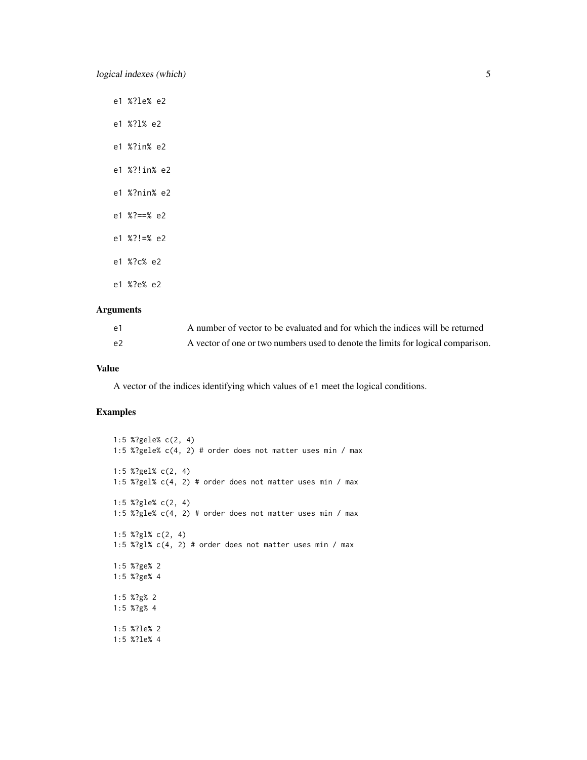```
e1 %?le% e2

e1 %?l% e2

e1 %?in% e2

e1 %?!in% e2

e1 %?nin% e2

e1 %?==% e2

e1 %?!=% e2

e1 %?c% e2

e1 %?e% e2
```

## Arguments

| | |
|---|---|
| e1 | A number of vector to be evaluated and for which the indices will be returned |
| e2 | A vector of one or two numbers used to denote the limits for logical comparison. |

## Value

A vector of the indices identifying which values of e1 meet the logical conditions.

## Examples

```
1:5 %?gele% c(2, 4)
1:5 %?gele% c(4, 2) # order does not matter uses min / max

1:5 %?gel% c(2, 4)
1:5 %?gel% c(4, 2) # order does not matter uses min / max

1:5 %?gle% c(2, 4)
1:5 %?gle% c(4, 2) # order does not matter uses min / max

1:5 %?gl% c(2, 4)
1:5 %?gl% c(4, 2) # order does not matter uses min / max

1:5 %?ge% 2
1:5 %?ge% 4

1:5 %?g% 2
1:5 %?g% 4

1:5 %?le% 2
1:5 %?le% 4
```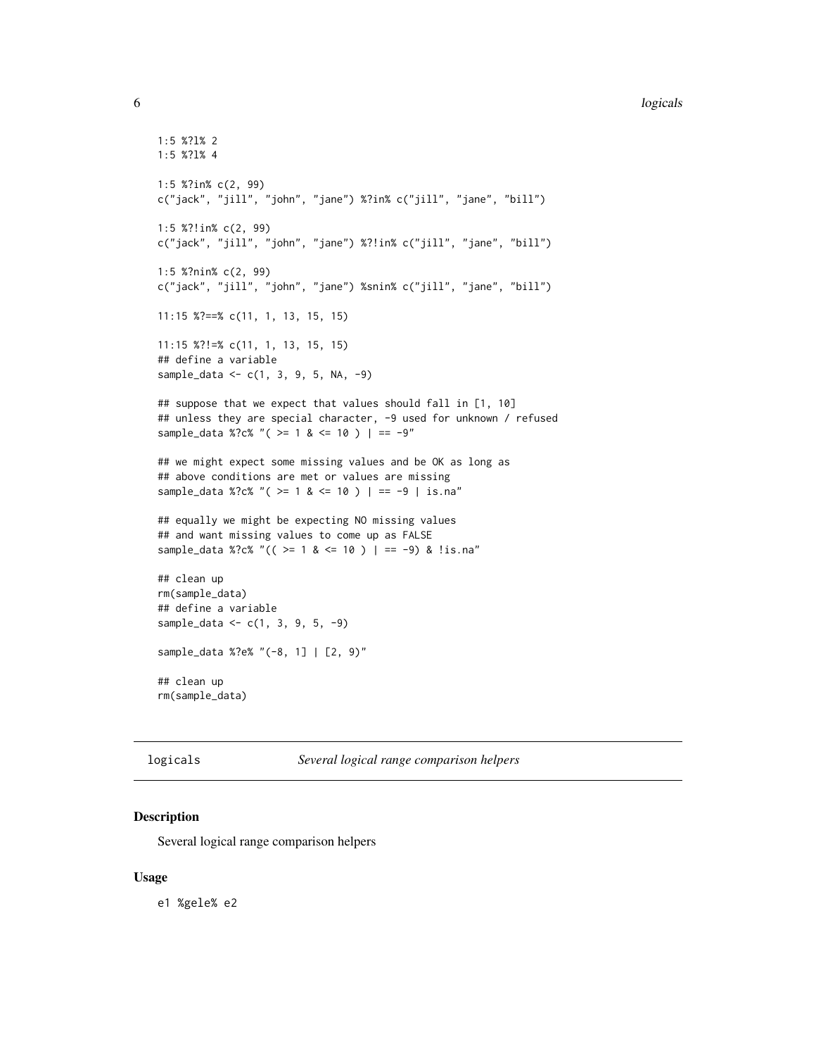```
1:5 %?l% 2
1:5 %?l% 4

1:5 %?in% c(2, 99)
c("jack", "jill", "john", "jane") %?in% c("jill", "jane", "bill")

1:5 %?!in% c(2, 99)
c("jack", "jill", "john", "jane") %?!in% c("jill", "jane", "bill")

1:5 %?nin% c(2, 99)
c("jack", "jill", "john", "jane") %snin% c("jill", "jane", "bill")

11:15 %?==% c(11, 1, 13, 15, 15)

11:15 %?!=% c(11, 1, 13, 15, 15)
## define a variable
sample_data <- c(1, 3, 9, 5, NA, -9)

## suppose that we expect that values should fall in [1, 10]
## unless they are special character, -9 used for unknown / refused
sample_data %?c% "( >= 1 & <= 10 ) | == -9"

## we might expect some missing values and be OK as long as
## above conditions are met or values are missing
sample_data %?c% "( >= 1 & <= 10 ) | == -9 | is.na"

## equally we might be expecting NO missing values
## and want missing values to come up as FALSE
sample_data %?c% "(( >= 1 & <= 10 ) | == -9) & !is.na"

## clean up
rm(sample_data)
## define a variable
sample_data <- c(1, 3, 9, 5, -9)

sample_data %?e% "(-8, 1] | [2, 9)"

## clean up
rm(sample_data)
```

## logicals *Several logical range comparison helpers*

### Description

Several logical range comparison helpers

### Usage

```
e1 %gele% e2
```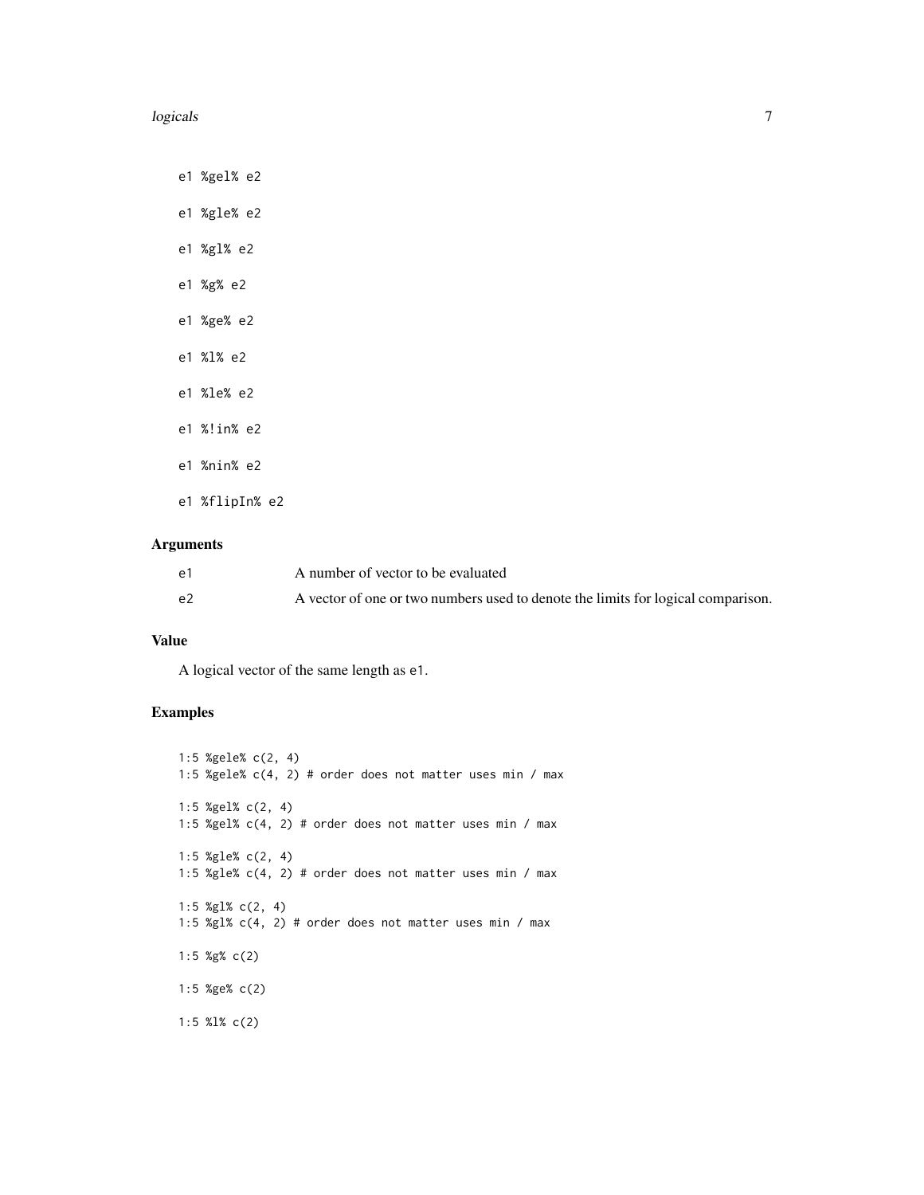```
e1 %gel% e2

e1 %gle% e2

e1 %gl% e2

e1 %g% e2

e1 %ge% e2

e1 %l% e2

e1 %le% e2

e1 %!in% e2

e1 %nin% e2

e1 %flipIn% e2
```

## Arguments

| | |
|---|---|
| e1 | A number of vector to be evaluated |
| e2 | A vector of one or two numbers used to denote the limits for logical comparison. |

## Value

A logical vector of the same length as e1.

## Examples

```
1:5 %gele% c(2, 4)
1:5 %gele% c(4, 2) # order does not matter uses min / max

1:5 %gel% c(2, 4)
1:5 %gel% c(4, 2) # order does not matter uses min / max

1:5 %gle% c(2, 4)
1:5 %gle% c(4, 2) # order does not matter uses min / max

1:5 %gl% c(2, 4)
1:5 %gl% c(4, 2) # order does not matter uses min / max

1:5 %g% c(2)

1:5 %ge% c(2)

1:5 %l% c(2)
```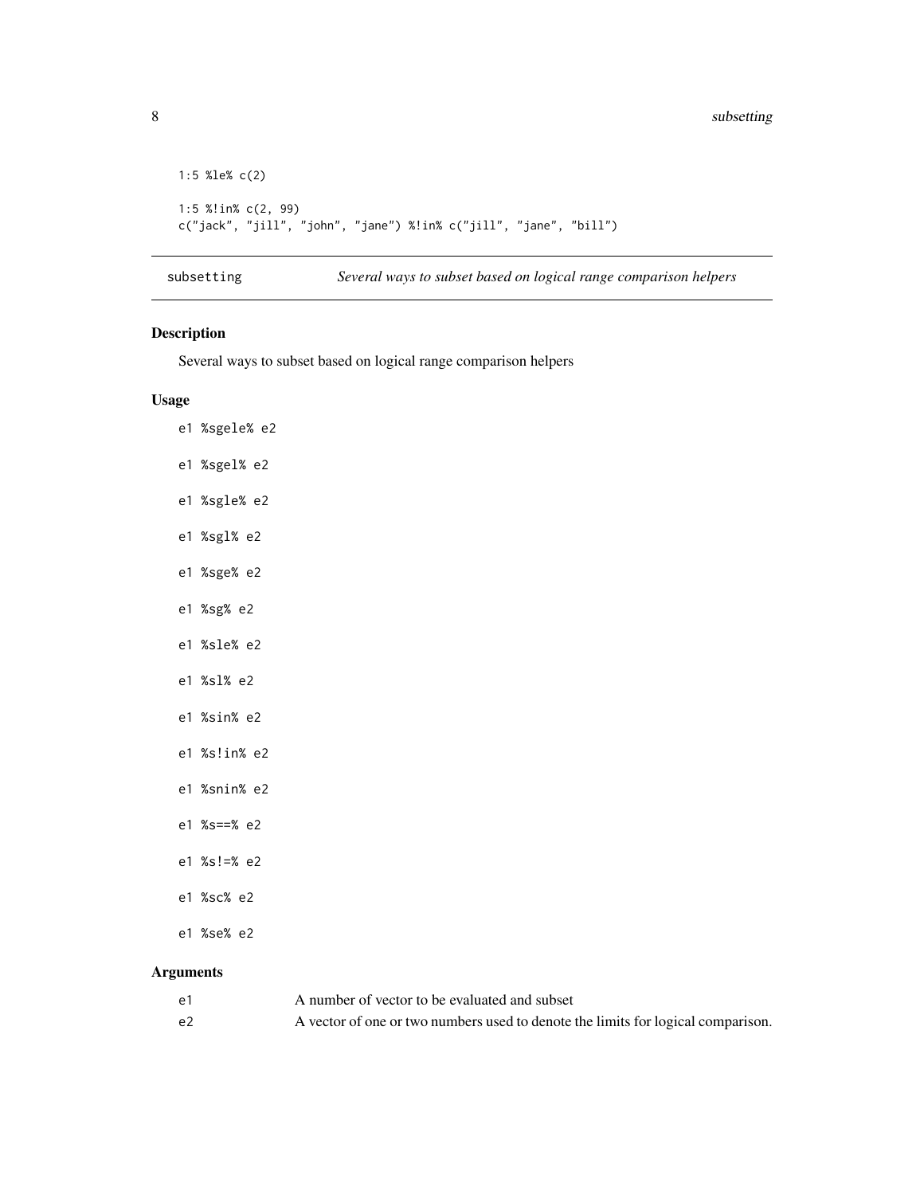```
1:5 %le% c(2)

1:5 %!in% c(2, 99)
c("jack", "jill", "john", "jane") %!in% c("jill", "jane", "bill")
```

## subsetting — *Several ways to subset based on logical range comparison helpers*

### Description

Several ways to subset based on logical range comparison helpers

### Usage

```
e1 %sgele% e2

e1 %sgel% e2

e1 %sgle% e2

e1 %sgl% e2

e1 %sge% e2

e1 %sg% e2

e1 %sle% e2

e1 %sl% e2

e1 %sin% e2

e1 %s!in% e2

e1 %snin% e2

e1 %s==% e2

e1 %s!=% e2

e1 %sc% e2

e1 %se% e2
```

### Arguments

| | |
|---|---|
| e1 | A number of vector to be evaluated and subset |
| e2 | A vector of one or two numbers used to denote the limits for logical comparison. |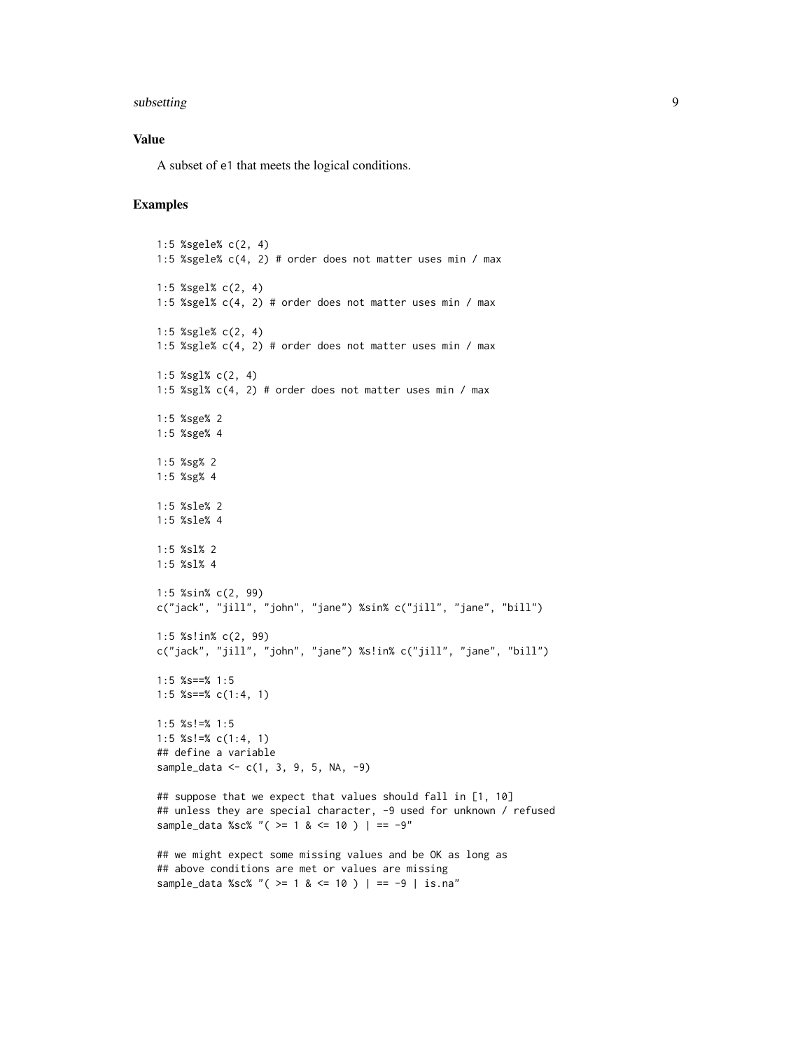### Value

A subset of e1 that meets the logical conditions.

### Examples

```
1:5 %sgele% c(2, 4)
1:5 %sgele% c(4, 2) # order does not matter uses min / max

1:5 %sgel% c(2, 4)
1:5 %sgel% c(4, 2) # order does not matter uses min / max

1:5 %sgle% c(2, 4)
1:5 %sgle% c(4, 2) # order does not matter uses min / max

1:5 %sgl% c(2, 4)
1:5 %sgl% c(4, 2) # order does not matter uses min / max

1:5 %sge% 2
1:5 %sge% 4

1:5 %sg% 2
1:5 %sg% 4

1:5 %sle% 2
1:5 %sle% 4

1:5 %sl% 2
1:5 %sl% 4

1:5 %sin% c(2, 99)
c("jack", "jill", "john", "jane") %sin% c("jill", "jane", "bill")

1:5 %s!in% c(2, 99)
c("jack", "jill", "john", "jane") %s!in% c("jill", "jane", "bill")

1:5 %s==% 1:5
1:5 %s==% c(1:4, 1)

1:5 %s!=% 1:5
1:5 %s!=% c(1:4, 1)
## define a variable
sample_data <- c(1, 3, 9, 5, NA, -9)

## suppose that we expect that values should fall in [1, 10]
## unless they are special character, -9 used for unknown / refused
sample_data %sc% "( >= 1 & <= 10 ) | == -9"

## we might expect some missing values and be OK as long as
## above conditions are met or values are missing
sample_data %sc% "( >= 1 & <= 10 ) | == -9 | is.na"
```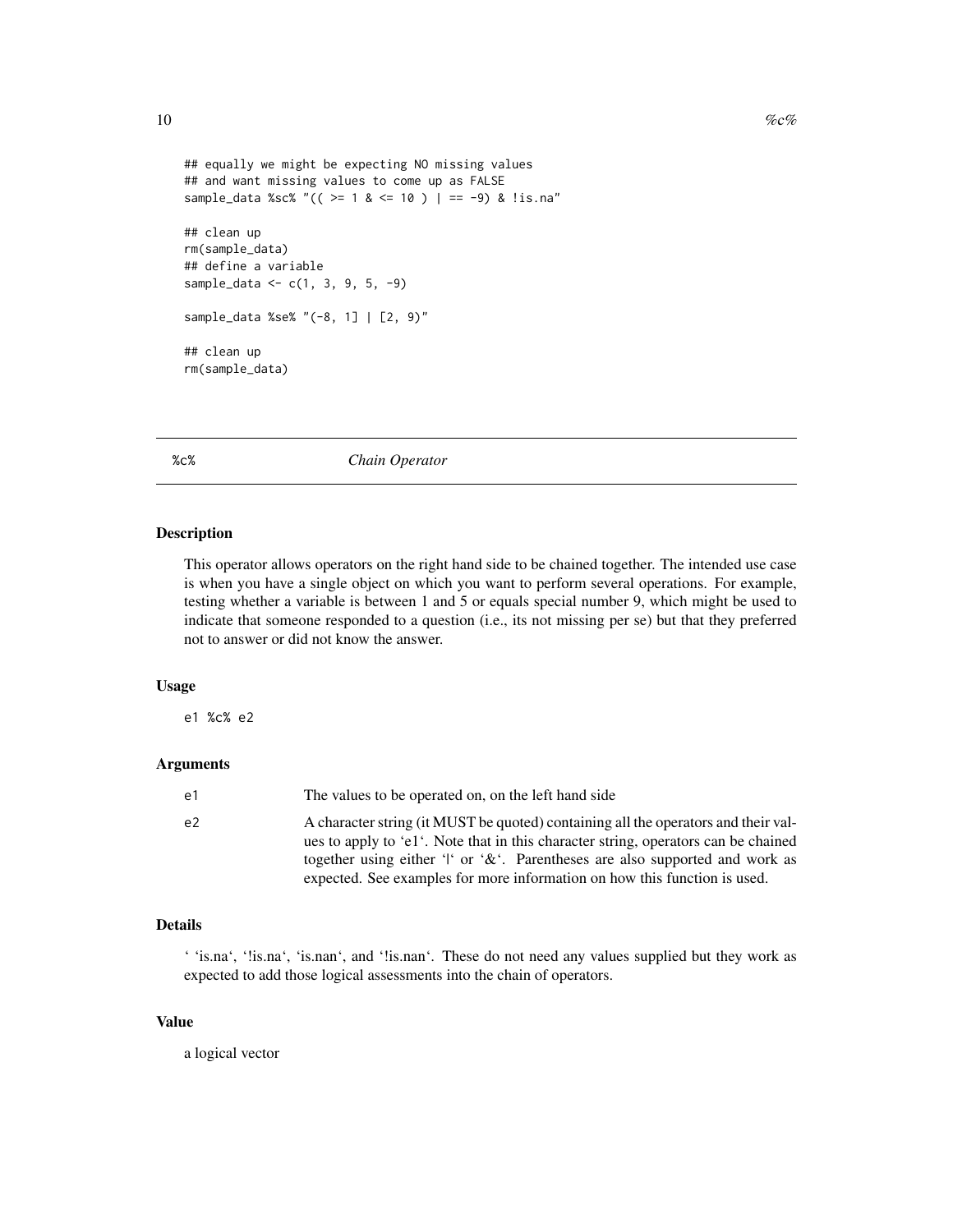```
## equally we might be expecting NO missing values
## and want missing values to come up as FALSE
sample_data %sc% "(( >= 1 & <= 10 ) | == -9) & !is.na"

## clean up
rm(sample_data)
## define a variable
sample_data <- c(1, 3, 9, 5, -9)

sample_data %se% "(-8, 1] | [2, 9)"

## clean up
rm(sample_data)
```

---

## %c% *Chain Operator*

---

### Description

This operator allows operators on the right hand side to be chained together. The intended use case is when you have a single object on which you want to perform several operations. For example, testing whether a variable is between 1 and 5 or equals special number 9, which might be used to indicate that someone responded to a question (i.e., its not missing per se) but that they preferred not to answer or did not know the answer.

### Usage

```
e1 %c% e2
```

### Arguments

| | |
|---|---|
| e1 | The values to be operated on, on the left hand side |
| e2 | A character string (it MUST be quoted) containing all the operators and their values to apply to 'e1'. Note that in this character string, operators can be chained together using either '\|' or '&'. Parentheses are also supported and work as expected. See examples for more information on how this function is used. |

### Details

' 'is.na', '!is.na', 'is.nan', and '!is.nan'. These do not need any values supplied but they work as expected to add those logical assessments into the chain of operators.

### Value

a logical vector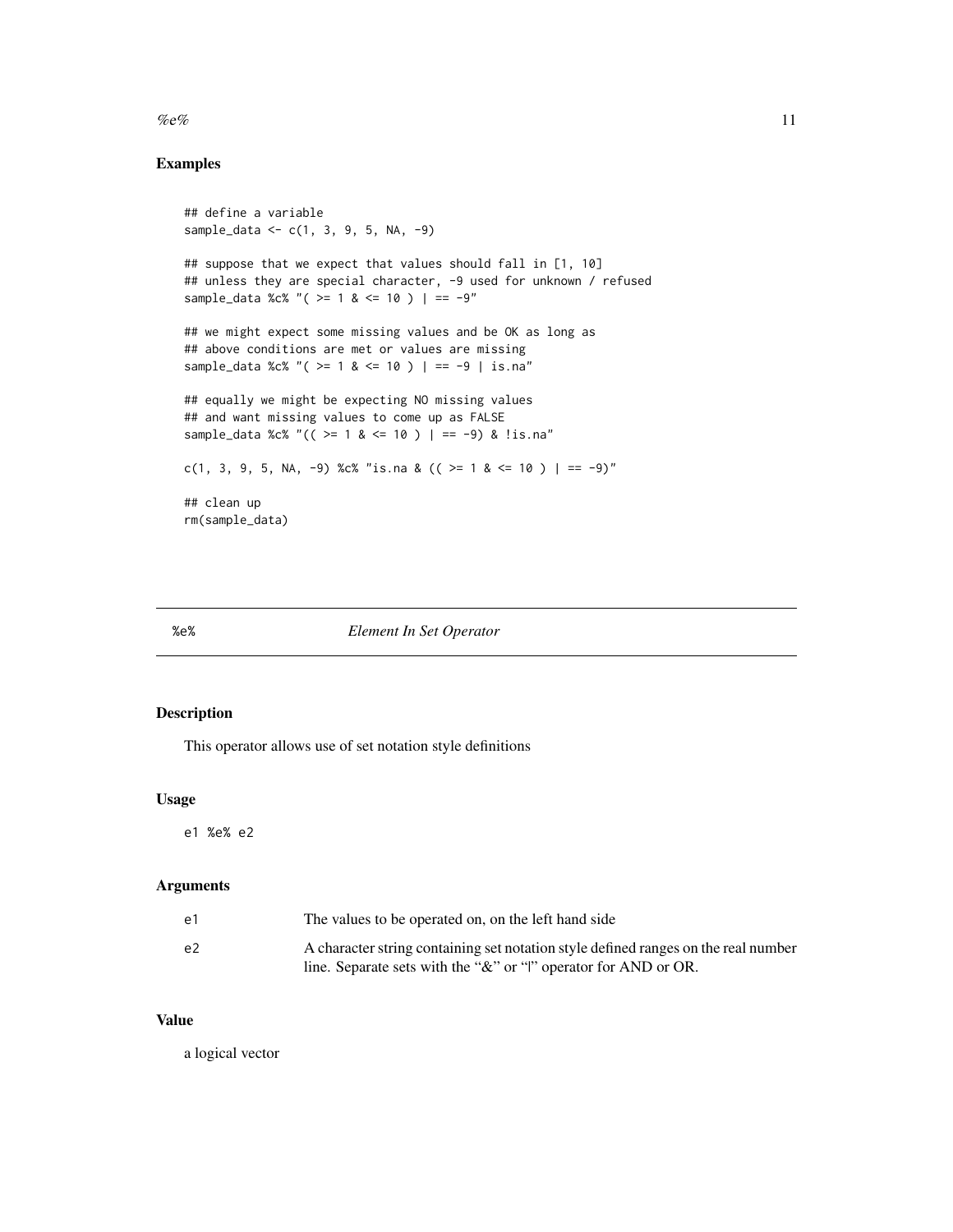## Examples

```
## define a variable
sample_data <- c(1, 3, 9, 5, NA, -9)

## suppose that we expect that values should fall in [1, 10]
## unless they are special character, -9 used for unknown / refused
sample_data %c% "( >= 1 & <= 10 ) | == -9"

## we might expect some missing values and be OK as long as
## above conditions are met or values are missing
sample_data %c% "( >= 1 & <= 10 ) | == -9 | is.na"

## equally we might be expecting NO missing values
## and want missing values to come up as FALSE
sample_data %c% "(( >= 1 & <= 10 ) | == -9) & !is.na"

c(1, 3, 9, 5, NA, -9) %c% "is.na & (( >= 1 & <= 10 ) | == -9)"

## clean up
rm(sample_data)
```

---

# %e% *Element In Set Operator*

---

## Description

This operator allows use of set notation style definitions

## Usage

```
e1 %e% e2
```

## Arguments

| | |
|---|---|
| e1 | The values to be operated on, on the left hand side |
| e2 | A character string containing set notation style defined ranges on the real number line. Separate sets with the "&" or "\|" operator for AND or OR. |

## Value

a logical vector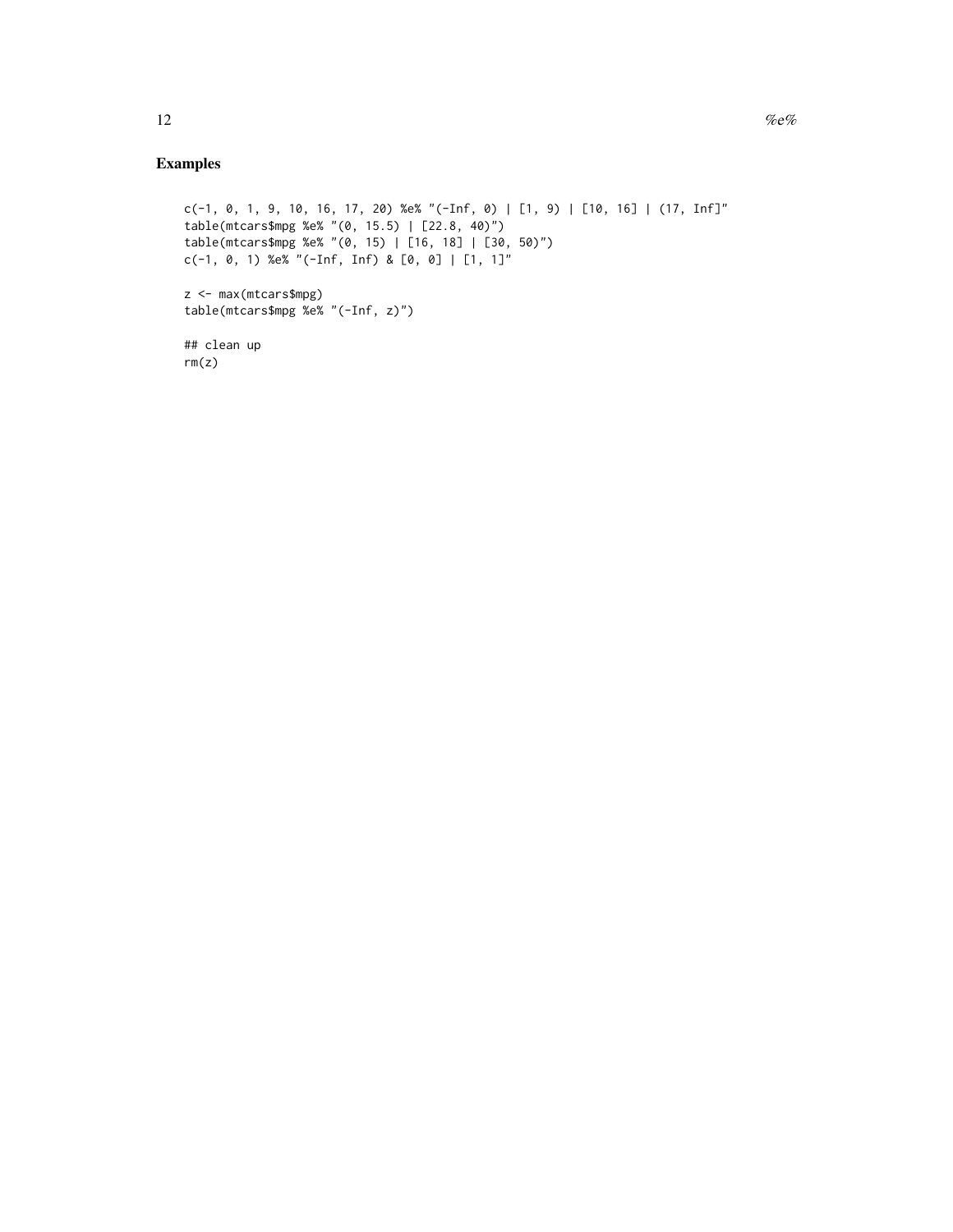## Examples

```
c(-1, 0, 1, 9, 10, 16, 17, 20) %e% "(-Inf, 0) | [1, 9) | [10, 16] | (17, Inf]"
table(mtcars$mpg %e% "(0, 15.5) | [22.8, 40)")
table(mtcars$mpg %e% "(0, 15) | [16, 18] | [30, 50)")
c(-1, 0, 1) %e% "(-Inf, Inf) & [0, 0] | [1, 1]"

z <- max(mtcars$mpg)
table(mtcars$mpg %e% "(-Inf, z)")

## clean up
rm(z)
```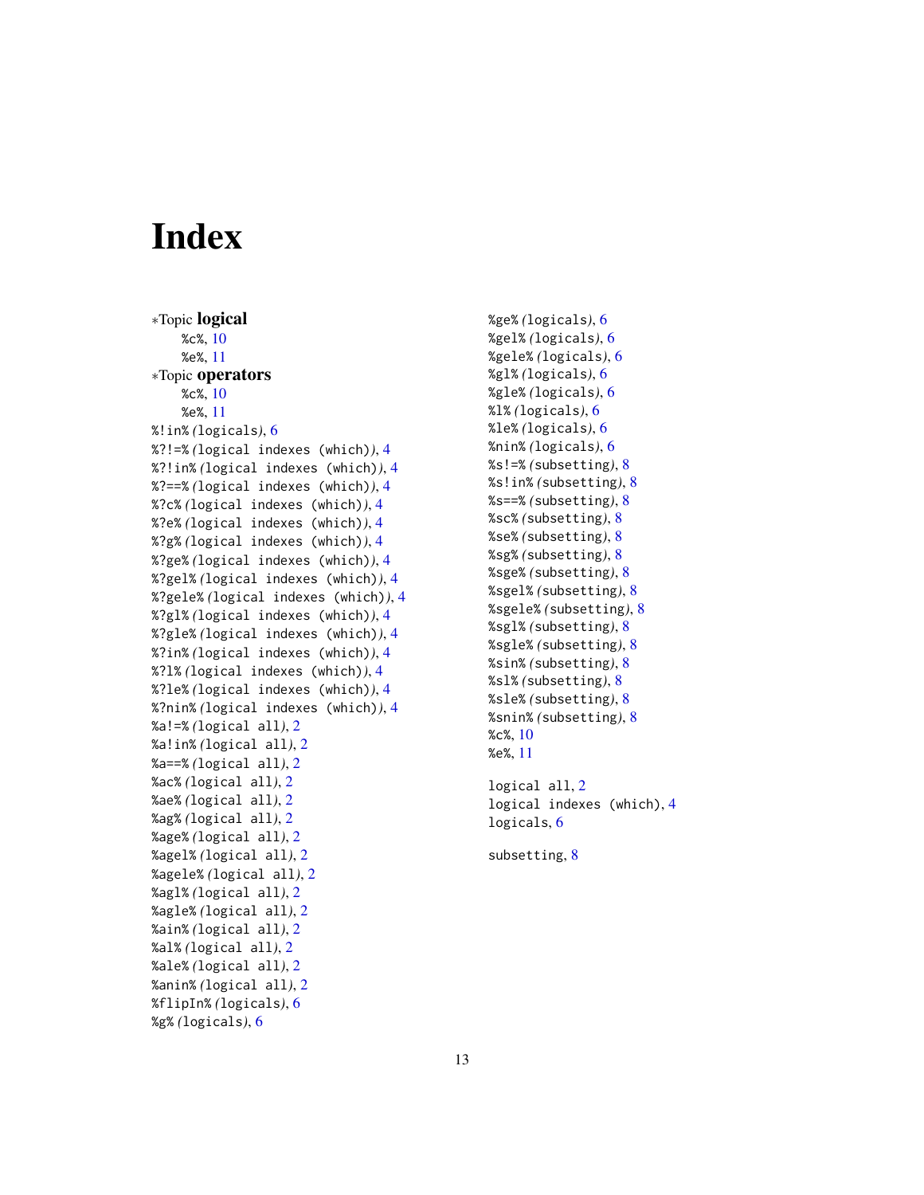# Index

*Topic **logical**
    %c%, 10
    %e%, 11
*Topic **operators**
    %c%, 10
    %e%, 11
%!in% *(*logicals*)*, 6
%?!=% *(*logical indexes (which)*)*, 4
%?!in% *(*logical indexes (which)*)*, 4
%?==% *(*logical indexes (which)*)*, 4
%?c% *(*logical indexes (which)*)*, 4
%?e% *(*logical indexes (which)*)*, 4
%?g% *(*logical indexes (which)*)*, 4
%?ge% *(*logical indexes (which)*)*, 4
%?gel% *(*logical indexes (which)*)*, 4
%?gele% *(*logical indexes (which)*)*, 4
%?gl% *(*logical indexes (which)*)*, 4
%?gle% *(*logical indexes (which)*)*, 4
%?in% *(*logical indexes (which)*)*, 4
%?l% *(*logical indexes (which)*)*, 4
%?le% *(*logical indexes (which)*)*, 4
%?nin% *(*logical indexes (which)*)*, 4
%a!=% *(*logical all*)*, 2
%a!in% *(*logical all*)*, 2
%a==% *(*logical all*)*, 2
%ac% *(*logical all*)*, 2
%ae% *(*logical all*)*, 2
%ag% *(*logical all*)*, 2
%age% *(*logical all*)*, 2
%agel% *(*logical all*)*, 2
%agele% *(*logical all*)*, 2
%agl% *(*logical all*)*, 2
%agle% *(*logical all*)*, 2
%ain% *(*logical all*)*, 2
%al% *(*logical all*)*, 2
%ale% *(*logical all*)*, 2
%anin% *(*logical all*)*, 2
%flipIn% *(*logicals*)*, 6
%g% *(*logicals*)*, 6
%ge% *(*logicals*)*, 6
%gel% *(*logicals*)*, 6
%gele% *(*logicals*)*, 6
%gl% *(*logicals*)*, 6
%gle% *(*logicals*)*, 6
%l% *(*logicals*)*, 6
%le% *(*logicals*)*, 6
%nin% *(*logicals*)*, 6
%s!=% *(*subsetting*)*, 8
%s!in% *(*subsetting*)*, 8
%s==% *(*subsetting*)*, 8
%sc% *(*subsetting*)*, 8
%se% *(*subsetting*)*, 8
%sg% *(*subsetting*)*, 8
%sge% *(*subsetting*)*, 8
%sgel% *(*subsetting*)*, 8
%sgele% *(*subsetting*)*, 8
%sgl% *(*subsetting*)*, 8
%sgle% *(*subsetting*)*, 8
%sin% *(*subsetting*)*, 8
%sl% *(*subsetting*)*, 8
%sle% *(*subsetting*)*, 8
%snin% *(*subsetting*)*, 8
%c%, 10
%e%, 11

logical all, 2
logical indexes (which), 4
logicals, 6

subsetting, 8